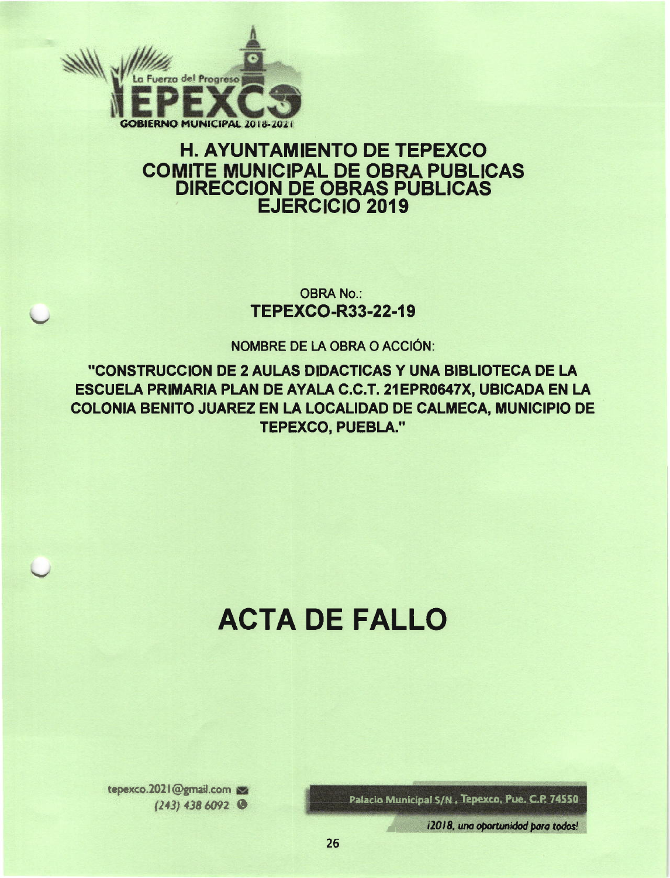La Fuerza del Progreso

TEPEXCO

GOBIERNO MUNICIPAL 2018-2021

## H. AYUNTAMIENTO DE TEPEXCO
## COMITE MUNICIPAL DE OBRA PUBLICAS
## DIRECCION DE OBRAS PUBLICAS
## EJERCICIO 2019

OBRA No.:

**TEPEXCO-R33-22-19**

NOMBRE DE LA OBRA O ACCIÓN:

**"CONSTRUCCION DE 2 AULAS DIDACTICAS Y UNA BIBLIOTECA DE LA ESCUELA PRIMARIA PLAN DE AYALA C.C.T. 21EPR0647X, UBICADA EN LA COLONIA BENITO JUAREZ EN LA LOCALIDAD DE CALMECA, MUNICIPIO DE TEPEXCO, PUEBLA."**

# ACTA DE FALLO

tepexco.2021@gmail.com
(243) 438 6092

Palacio Municipal S/N., Tepexco, Pue. C.P. 74550

*¡2018, una oportunidad para todos!*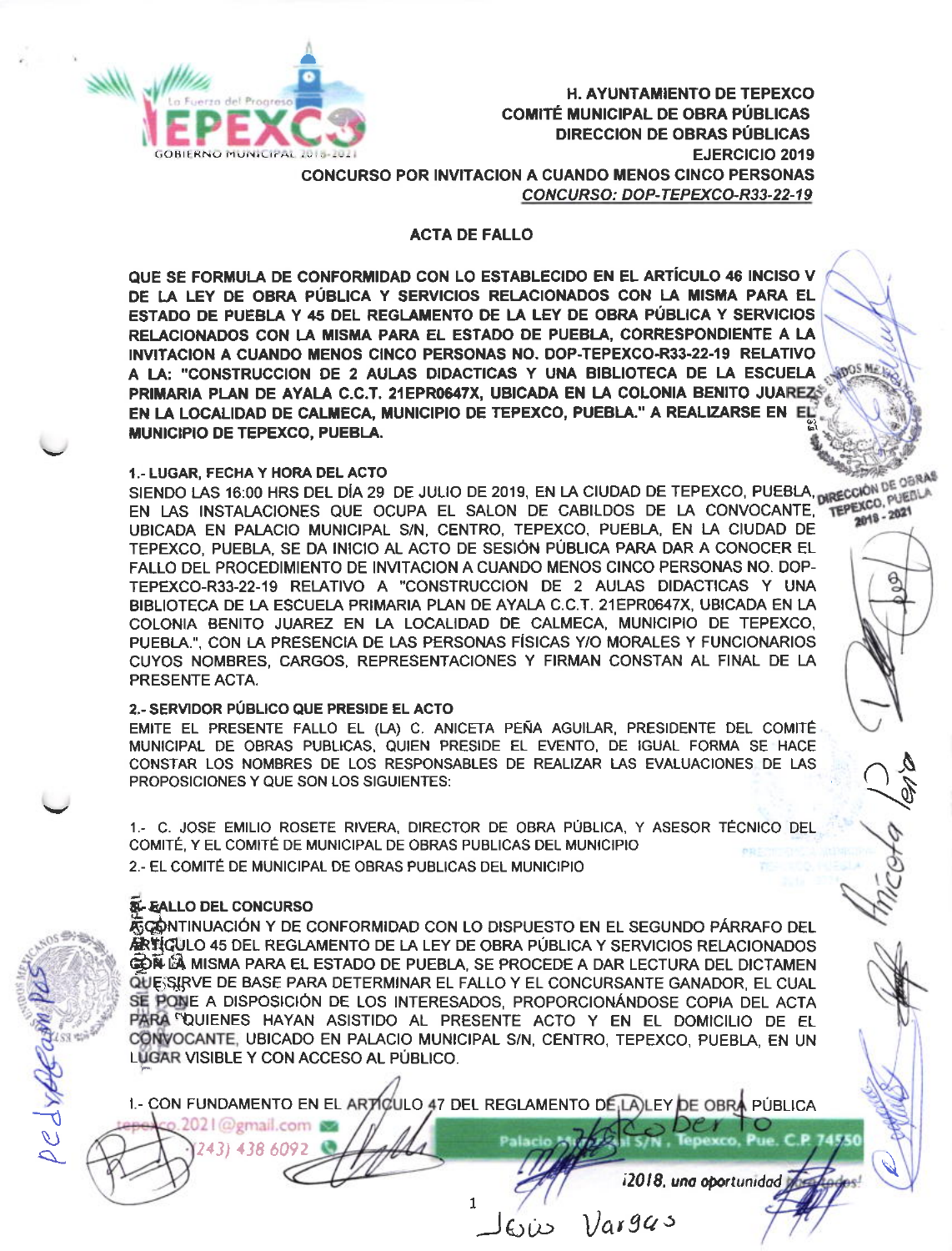H. AYUNTAMIENTO DE TEPEXCO
COMITÉ MUNICIPAL DE OBRA PÚBLICAS
DIRECCION DE OBRAS PÚBLICAS
EJERCICIO 2019
CONCURSO POR INVITACION A CUANDO MENOS CINCO PERSONAS
*CONCURSO: DOP-TEPEXCO-R33-22-19*

## ACTA DE FALLO

**QUE SE FORMULA DE CONFORMIDAD CON LO ESTABLECIDO EN EL ARTÍCULO 46 INCISO V DE LA LEY DE OBRA PÚBLICA Y SERVICIOS RELACIONADOS CON LA MISMA PARA EL ESTADO DE PUEBLA Y 45 DEL REGLAMENTO DE LA LEY DE OBRA PÚBLICA Y SERVICIOS RELACIONADOS CON LA MISMA PARA EL ESTADO DE PUEBLA, CORRESPONDIENTE A LA INVITACION A CUANDO MENOS CINCO PERSONAS NO. DOP-TEPEXCO-R33-22-19 RELATIVO A LA: "CONSTRUCCION DE 2 AULAS DIDACTICAS Y UNA BIBLIOTECA DE LA ESCUELA PRIMARIA PLAN DE AYALA C.C.T. 21EPR0647X, UBICADA EN LA COLONIA BENITO JUAREZ EN LA LOCALIDAD DE CALMECA, MUNICIPIO DE TEPEXCO, PUEBLA." A REALIZARSE EN EL MUNICIPIO DE TEPEXCO, PUEBLA.**

**1.- LUGAR, FECHA Y HORA DEL ACTO**

SIENDO LAS 16:00 HRS DEL DÍA 29 DE JULIO DE 2019, EN LA CIUDAD DE TEPEXCO, PUEBLA, EN LAS INSTALACIONES QUE OCUPA EL SALON DE CABILDOS DE LA CONVOCANTE, UBICADA EN PALACIO MUNICIPAL S/N, CENTRO, TEPEXCO, PUEBLA, EN LA CIUDAD DE TEPEXCO, PUEBLA, SE DA INICIO AL ACTO DE SESIÓN PÚBLICA PARA DAR A CONOCER EL FALLO DEL PROCEDIMIENTO DE INVITACION A CUANDO MENOS CINCO PERSONAS NO. DOP-TEPEXCO-R33-22-19 RELATIVO A "CONSTRUCCION DE 2 AULAS DIDACTICAS Y UNA BIBLIOTECA DE LA ESCUELA PRIMARIA PLAN DE AYALA C.C.T. 21EPR0647X, UBICADA EN LA COLONIA BENITO JUAREZ EN LA LOCALIDAD DE CALMECA, MUNICIPIO DE TEPEXCO, PUEBLA.", CON LA PRESENCIA DE LAS PERSONAS FÍSICAS Y/O MORALES Y FUNCIONARIOS CUYOS NOMBRES, CARGOS, REPRESENTACIONES Y FIRMAN CONSTAN AL FINAL DE LA PRESENTE ACTA.

**2.- SERVIDOR PÚBLICO QUE PRESIDE EL ACTO**

EMITE EL PRESENTE FALLO EL (LA) C. ANICETA PEÑA AGUILAR, PRESIDENTE DEL COMITÉ MUNICIPAL DE OBRAS PUBLICAS, QUIEN PRESIDE EL EVENTO, DE IGUAL FORMA SE HACE CONSTAR LOS NOMBRES DE LOS RESPONSABLES DE REALIZAR LAS EVALUACIONES DE LAS PROPOSICIONES Y QUE SON LOS SIGUIENTES:

1.- C. JOSE EMILIO ROSETE RIVERA, DIRECTOR DE OBRA PÚBLICA, Y ASESOR TÉCNICO DEL COMITÉ, Y EL COMITÉ DE MUNICIPAL DE OBRAS PUBLICAS DEL MUNICIPIO

2.- EL COMITÉ DE MUNICIPAL DE OBRAS PUBLICAS DEL MUNICIPIO

**3.- FALLO DEL CONCURSO**

A CONTINUACIÓN Y DE CONFORMIDAD CON LO DISPUESTO EN EL SEGUNDO PÁRRAFO DEL ARTÍCULO 45 DEL REGLAMENTO DE LA LEY DE OBRA PÚBLICA Y SERVICIOS RELACIONADOS CON LA MISMA PARA EL ESTADO DE PUEBLA, SE PROCEDE A DAR LECTURA DEL DICTAMEN QUE SIRVE DE BASE PARA DETERMINAR EL FALLO Y EL CONCURSANTE GANADOR, EL CUAL SE PONE A DISPOSICIÓN DE LOS INTERESADOS, PROPORCIONÁNDOSE COPIA DEL ACTA PARA QUIENES HAYAN ASISTIDO AL PRESENTE ACTO Y EN EL DOMICILIO DE EL CONVOCANTE, UBICADO EN PALACIO MUNICIPAL S/N, CENTRO, TEPEXCO, PUEBLA, EN UN LUGAR VISIBLE Y CON ACCESO AL PÚBLICO.

I.- CON FUNDAMENTO EN EL ARTÍCULO 47 DEL REGLAMENTO DE LA LEY DE OBRA PÚBLICA

tepexco.2021@gmail.com (243) 438 6092 Palacio Municipal S/N, Tepexco, Pue. C.P. 74550 ¡2018, una oportunidad para todos!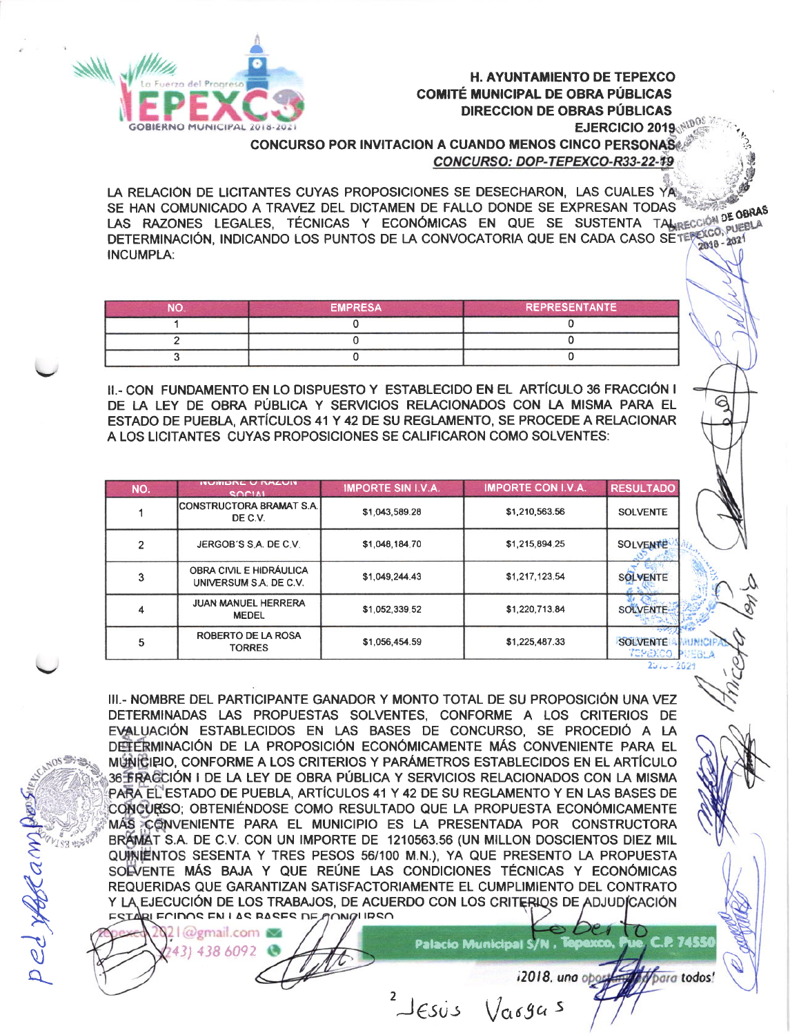**H. AYUNTAMIENTO DE TEPEXCO**
**COMITÉ MUNICIPAL DE OBRA PÚBLICAS**
**DIRECCION DE OBRAS PÚBLICAS**
**EJERCICIO 2019**

**CONCURSO POR INVITACION A CUANDO MENOS CINCO PERSONAS**
***CONCURSO: DOP-TEPEXCO-R33-22-19***

LA RELACIÓN DE LICITANTES CUYAS PROPOSICIONES SE DESECHARON, LAS CUALES YA SE HAN COMUNICADO A TRAVEZ DEL DICTAMEN DE FALLO DONDE SE EXPRESAN TODAS LAS RAZONES LEGALES, TÉCNICAS Y ECONÓMICAS EN QUE SE SUSTENTA TAL DETERMINACIÓN, INDICANDO LOS PUNTOS DE LA CONVOCATORIA QUE EN CADA CASO SE INCUMPLA:

| NO. | EMPRESA | REPRESENTANTE |
|---|---|---|
| 1 | 0 | 0 |
| 2 | 0 | 0 |
| 3 | 0 | 0 |

II.- CON FUNDAMENTO EN LO DISPUESTO Y ESTABLECIDO EN EL ARTÍCULO 36 FRACCIÓN I DE LA LEY DE OBRA PÚBLICA Y SERVICIOS RELACIONADOS CON LA MISMA PARA EL ESTADO DE PUEBLA, ARTÍCULOS 41 Y 42 DE SU REGLAMENTO, SE PROCEDE A RELACIONAR A LOS LICITANTES CUYAS PROPOSICIONES SE CALIFICARON COMO SOLVENTES:

| NO. | NOMBRE O RAZON SOCIAL | IMPORTE SIN I.V.A. | IMPORTE CON I.V.A. | RESULTADO |
|---|---|---|---|---|
| 1 | CONSTRUCTORA BRAMAT S.A. DE C.V. | $1,043,589.28 | $1,210,563.56 | SOLVENTE |
| 2 | JERGOB´S S.A. DE C.V. | $1,048,184.70 | $1,215,894.25 | SOLVENTE |
| 3 | OBRA CIVIL E HIDRÁULICA UNIVERSUM S.A. DE C.V. | $1,049,244.43 | $1,217,123.54 | SOLVENTE |
| 4 | JUAN MANUEL HERRERA MEDEL | $1,052,339.52 | $1,220,713.84 | SOLVENTE |
| 5 | ROBERTO DE LA ROSA TORRES | $1,056,454.59 | $1,225,487.33 | SOLVENTE |

III.- NOMBRE DEL PARTICIPANTE GANADOR Y MONTO TOTAL DE SU PROPOSICIÓN UNA VEZ DETERMINADAS LAS PROPUESTAS SOLVENTES, CONFORME A LOS CRITERIOS DE EVALUACIÓN ESTABLECIDOS EN LAS BASES DE CONCURSO, SE PROCEDIÓ A LA DETERMINACIÓN DE LA PROPOSICIÓN ECONÓMICAMENTE MÁS CONVENIENTE PARA EL MUNICIPIO, CONFORME A LOS CRITERIOS Y PARÁMETROS ESTABLECIDOS EN EL ARTÍCULO 36 FRACCIÓN I DE LA LEY DE OBRA PÚBLICA Y SERVICIOS RELACIONADOS CON LA MISMA PARA EL ESTADO DE PUEBLA, ARTÍCULOS 41 Y 42 DE SU REGLAMENTO Y EN LAS BASES DE CONCURSO; OBTENIÉNDOSE COMO RESULTADO QUE LA PROPUESTA ECONÓMICAMENTE MÁS CONVENIENTE PARA EL MUNICIPIO ES LA PRESENTADA POR CONSTRUCTORA BRAMAT S.A. DE C.V. CON UN IMPORTE DE 1210563.56 (UN MILLON DOSCIENTOS DIEZ MIL QUINIENTOS SESENTA Y TRES PESOS 56/100 M.N.), YA QUE PRESENTO LA PROPUESTA SOLVENTE MÁS BAJA Y QUE REÚNE LAS CONDICIONES TÉCNICAS Y ECONÓMICAS REQUERIDAS QUE GARANTIZAN SATISFACTORIAMENTE EL CUMPLIMIENTO DEL CONTRATO Y LA EJECUCIÓN DE LOS TRABAJOS, DE ACUERDO CON LOS CRITERIOS DE ADJUDICACIÓN ESTABLECIDOS EN LAS BASES DE CONCURSO

Roberto

Jesús Vargas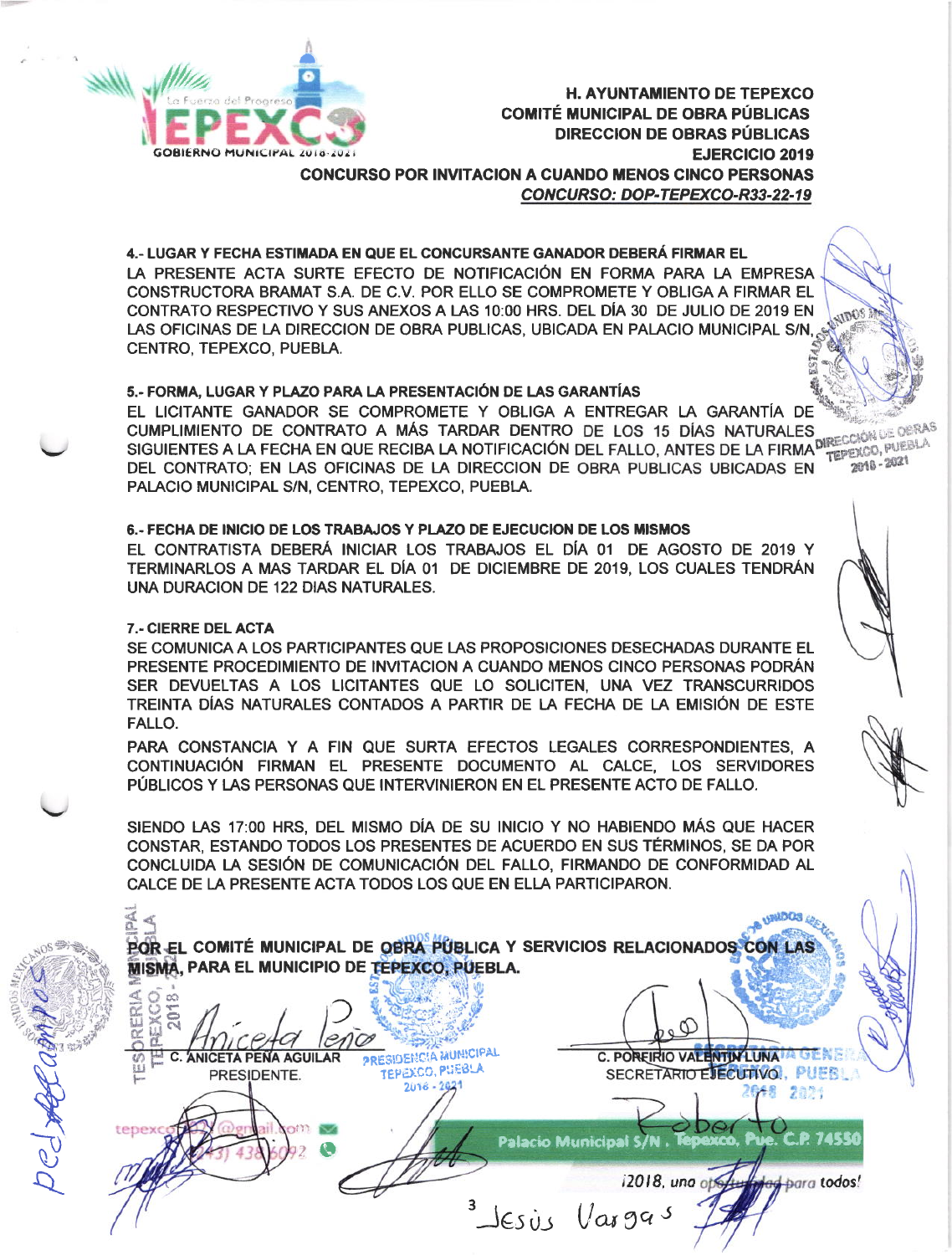**H. AYUNTAMIENTO DE TEPEXCO**
**COMITÉ MUNICIPAL DE OBRA PÚBLICAS**
**DIRECCION DE OBRAS PÚBLICAS**
**EJERCICIO 2019**
**CONCURSO POR INVITACION A CUANDO MENOS CINCO PERSONAS**
***CONCURSO: DOP-TEPEXCO-R33-22-19***

**4.- LUGAR Y FECHA ESTIMADA EN QUE EL CONCURSANTE GANADOR DEBERÁ FIRMAR EL**

LA PRESENTE ACTA SURTE EFECTO DE NOTIFICACIÓN EN FORMA PARA LA EMPRESA CONSTRUCTORA BRAMAT S.A. DE C.V. POR ELLO SE COMPROMETE Y OBLIGA A FIRMAR EL CONTRATO RESPECTIVO Y SUS ANEXOS A LAS 10:00 HRS. DEL DÍA 30 DE JULIO DE 2019 EN LAS OFICINAS DE LA DIRECCION DE OBRA PUBLICAS, UBICADA EN PALACIO MUNICIPAL S/N, CENTRO, TEPEXCO, PUEBLA.

**5.- FORMA, LUGAR Y PLAZO PARA LA PRESENTACIÓN DE LAS GARANTÍAS**

EL LICITANTE GANADOR SE COMPROMETE Y OBLIGA A ENTREGAR LA GARANTÍA DE CUMPLIMIENTO DE CONTRATO A MÁS TARDAR DENTRO DE LOS 15 DÍAS NATURALES SIGUIENTES A LA FECHA EN QUE RECIBA LA NOTIFICACIÓN DEL FALLO, ANTES DE LA FIRMA DEL CONTRATO; EN LAS OFICINAS DE LA DIRECCION DE OBRA PUBLICAS UBICADAS EN PALACIO MUNICIPAL S/N, CENTRO, TEPEXCO, PUEBLA.

**6.- FECHA DE INICIO DE LOS TRABAJOS Y PLAZO DE EJECUCION DE LOS MISMOS**

EL CONTRATISTA DEBERÁ INICIAR LOS TRABAJOS EL DÍA 01 DE AGOSTO DE 2019 Y TERMINARLOS A MAS TARDAR EL DÍA 01 DE DICIEMBRE DE 2019, LOS CUALES TENDRÁN UNA DURACION DE 122 DIAS NATURALES.

**7.- CIERRE DEL ACTA**

SE COMUNICA A LOS PARTICIPANTES QUE LAS PROPOSICIONES DESECHADAS DURANTE EL PRESENTE PROCEDIMIENTO DE INVITACION A CUANDO MENOS CINCO PERSONAS PODRÁN SER DEVUELTAS A LOS LICITANTES QUE LO SOLICITEN, UNA VEZ TRANSCURRIDOS TREINTA DÍAS NATURALES CONTADOS A PARTIR DE LA FECHA DE LA EMISIÓN DE ESTE FALLO.

PARA CONSTANCIA Y A FIN QUE SURTA EFECTOS LEGALES CORRESPONDIENTES, A CONTINUACIÓN FIRMAN EL PRESENTE DOCUMENTO AL CALCE, LOS SERVIDORES PÚBLICOS Y LAS PERSONAS QUE INTERVINIERON EN EL PRESENTE ACTO DE FALLO.

SIENDO LAS 17:00 HRS, DEL MISMO DÍA DE SU INICIO Y NO HABIENDO MÁS QUE HACER CONSTAR, ESTANDO TODOS LOS PRESENTES DE ACUERDO EN SUS TÉRMINOS, SE DA POR CONCLUIDA LA SESIÓN DE COMUNICACIÓN DEL FALLO, FIRMANDO DE CONFORMIDAD AL CALCE DE LA PRESENTE ACTA TODOS LOS QUE EN ELLA PARTICIPARON.

**POR EL COMITÉ MUNICIPAL DE OBRA PÚBLICA Y SERVICIOS RELACIONADOS CON LAS MISMA, PARA EL MUNICIPIO DE TEPEXCO, PUEBLA.**

| | |
|---|---|
| C. ANICETA PEÑA AGUILAR<br>PRESIDENTE. | C. PORFIRIO VALENTIN LUNA<br>SECRETARIO EJECUTIVO. |

Palacio Municipal S/N . Tepexco, Pue. C.P. 74550

¡2018, una oportunidad para todos!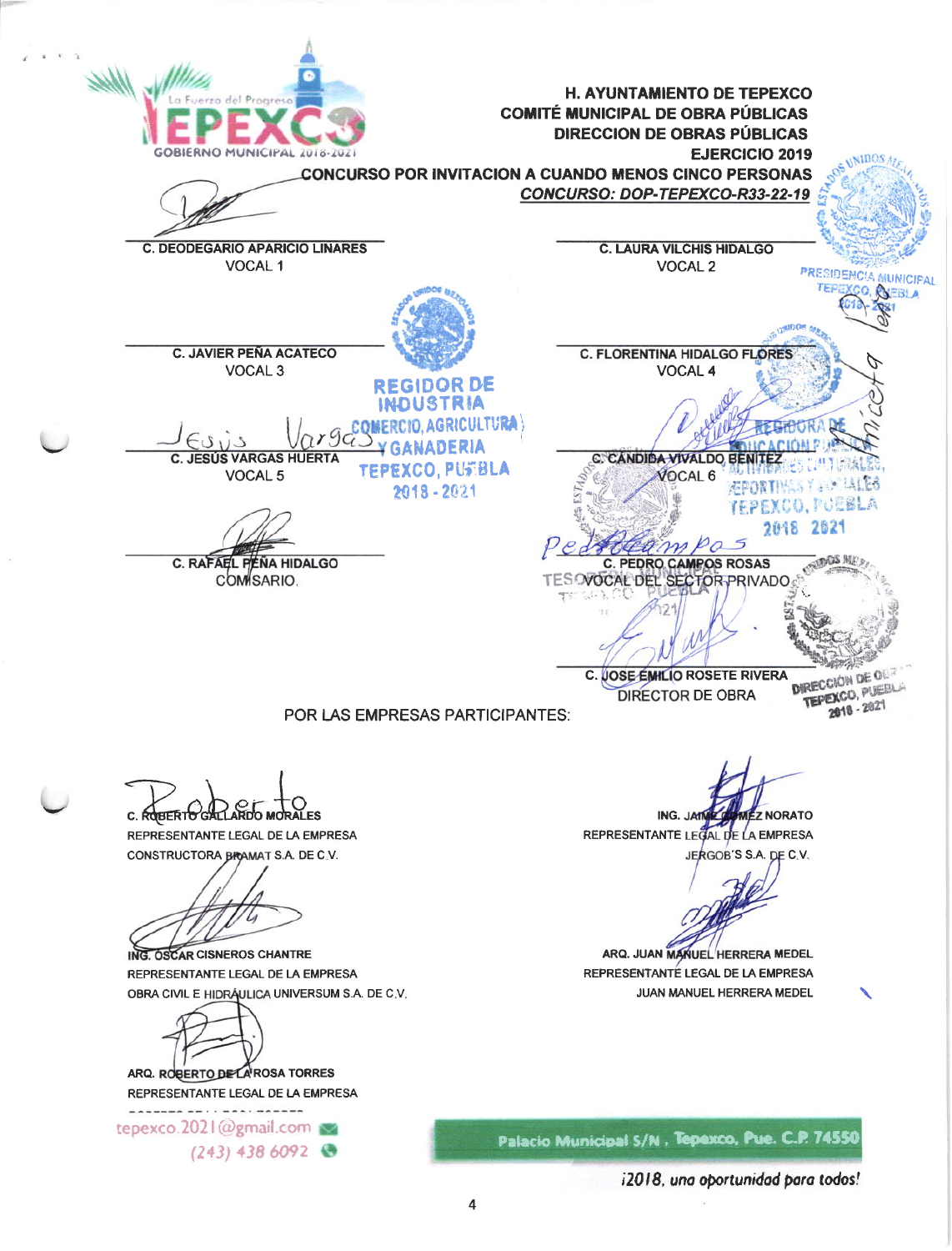**H. AYUNTAMIENTO DE TEPEXCO**
**COMITÉ MUNICIPAL DE OBRA PÚBLICAS**
**DIRECCION DE OBRAS PÚBLICAS**
**EJERCICIO 2019**
**CONCURSO POR INVITACION A CUANDO MENOS CINCO PERSONAS**
***CONCURSO: DOP-TEPEXCO-R33-22-19***

| | |
|---|---|
| **C. DEODEGARIO APARICIO LINARES**<br>VOCAL 1 | **C. LAURA VILCHIS HIDALGO**<br>VOCAL 2 |
| **C. JAVIER PEÑA ACATECO**<br>VOCAL 3 | **C. FLORENTINA HIDALGO FLORES**<br>VOCAL 4 |
| **C. JESÚS VARGAS HUERTA**<br>VOCAL 5 | **C. CANDIDA VIVALDO BENITEZ**<br>VOCAL 6 |
| **C. RAFAEL PEÑA HIDALGO**<br>COMISARIO. | **C. PEDRO CAMPOS ROSAS**<br>VOCAL DEL SECTOR PRIVADO |
| | **C. JOSE EMILIO ROSETE RIVERA**<br>DIRECTOR DE OBRA |

POR LAS EMPRESAS PARTICIPANTES:

| | |
|---|---|
| **C. ROBERTO GALLARDO MORALES**<br>REPRESENTANTE LEGAL DE LA EMPRESA<br>CONSTRUCTORA BRAMAT S.A. DE C.V. | **ING. JAIME GOMEZ NORATO**<br>REPRESENTANTE LEGAL DE LA EMPRESA<br>JERGOB'S S.A. DE C.V. |
| **ING. OSCAR CISNEROS CHANTRE**<br>REPRESENTANTE LEGAL DE LA EMPRESA<br>OBRA CIVIL E HIDRÁULICA UNIVERSUM S.A. DE C.V. | **ARQ. JUAN MANUEL HERRERA MEDEL**<br>REPRESENTANTE LEGAL DE LA EMPRESA<br>JUAN MANUEL HERRERA MEDEL |
| **ARQ. ROBERTO DE LA ROSA TORRES**<br>REPRESENTANTE LEGAL DE LA EMPRESA | |

tepexco.2021@gmail.com
(243) 438 6092

Palacio Municipal S/N , Tepexco, Pue. C.P. 74550

*¡2018, una oportunidad para todos!*